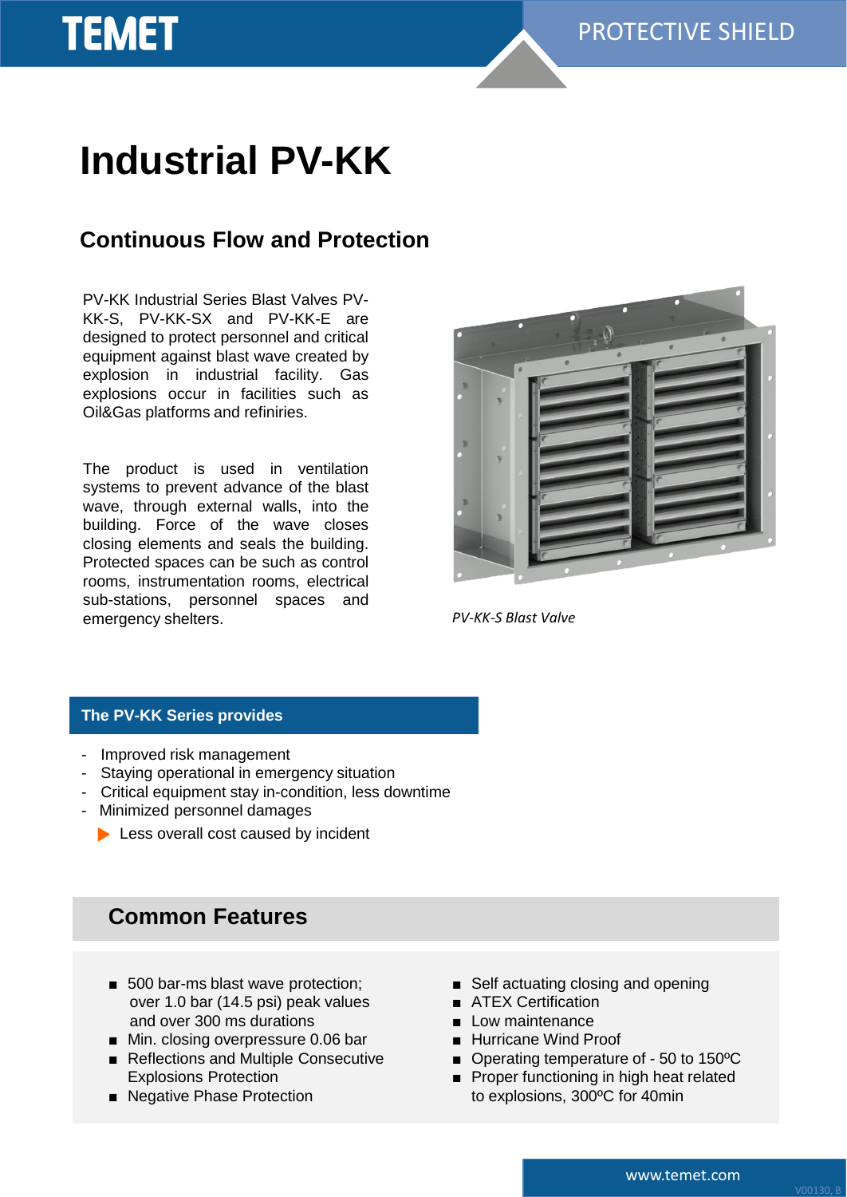TEMET

PROTECTIVE SHIELD

# Industrial PV-KK

## Continuous Flow and Protection

PV-KK Industrial Series Blast Valves PV-KK-S, PV-KK-SX and PV-KK-E are designed to protect personnel and critical equipment against blast wave created by explosion in industrial facility. Gas explosions occur in facilities such as Oil&Gas platforms and refiniries.

The product is used in ventilation systems to prevent advance of the blast wave, through external walls, into the building. Force of the wave closes closing elements and seals the building. Protected spaces can be such as control rooms, instrumentation rooms, electrical sub-stations, personnel spaces and emergency shelters.

*PV-KK-S Blast Valve*

### The PV-KK Series provides

- Improved risk management
- Staying operational in emergency situation
- Critical equipment stay in-condition, less downtime
- Minimized personnel damages
  - ▶ Less overall cost caused by incident

## Common Features

- 500 bar-ms blast wave protection; over 1.0 bar (14.5 psi) peak values and over 300 ms durations
- Min. closing overpressure 0.06 bar
- Reflections and Multiple Consecutive Explosions Protection
- Negative Phase Protection
- Self actuating closing and opening
- ATEX Certification
- Low maintenance
- Hurricane Wind Proof
- Operating temperature of - 50 to 150ºC
- Proper functioning in high heat related to explosions, 300ºC for 40min

www.temet.com

V00130, B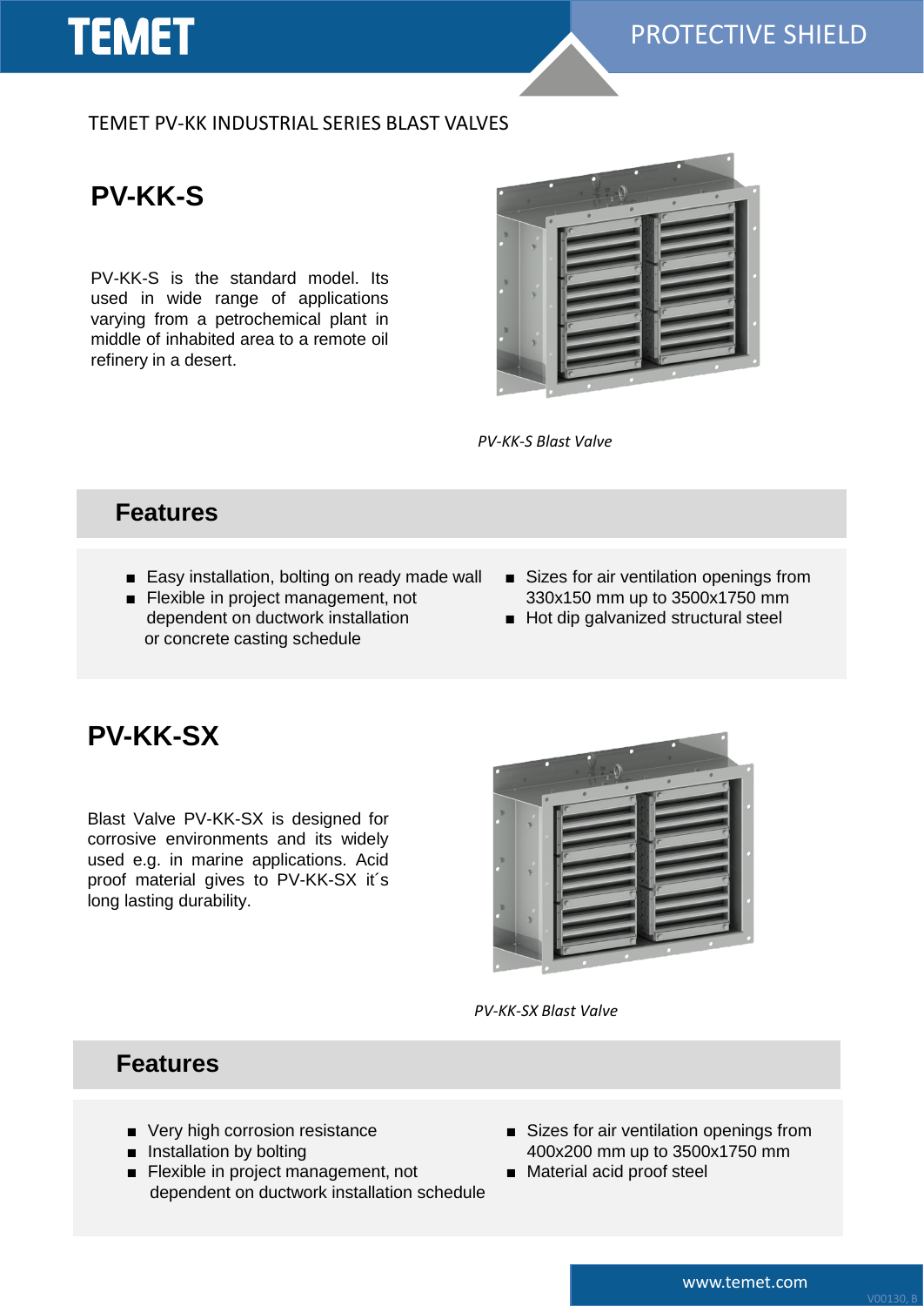TEMET PV-KK INDUSTRIAL SERIES BLAST VALVES

## PV-KK-S

PV-KK-S is the standard model. Its used in wide range of applications varying from a petrochemical plant in middle of inhabited area to a remote oil refinery in a desert.

*PV-KK-S Blast Valve*

### Features

- Easy installation, bolting on ready made wall
- Flexible in project management, not dependent on ductwork installation or concrete casting schedule
- Sizes for air ventilation openings from 330x150 mm up to 3500x1750 mm
- Hot dip galvanized structural steel

## PV-KK-SX

Blast Valve PV-KK-SX is designed for corrosive environments and its widely used e.g. in marine applications. Acid proof material gives to PV-KK-SX it´s long lasting durability.

*PV-KK-SX Blast Valve*

### Features

- Very high corrosion resistance
- Installation by bolting
- Flexible in project management, not dependent on ductwork installation schedule
- Sizes for air ventilation openings from 400x200 mm up to 3500x1750 mm
- Material acid proof steel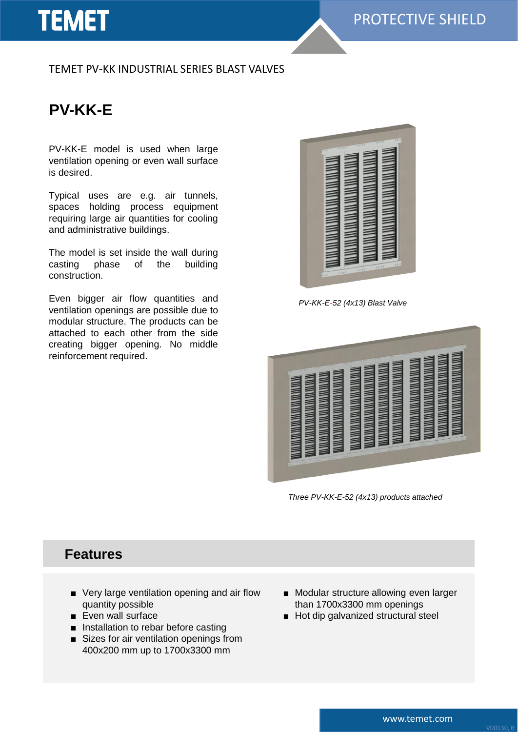TEMET PV-KK INDUSTRIAL SERIES BLAST VALVES

# PV-KK-E

PV-KK-E model is used when large ventilation opening or even wall surface is desired.

Typical uses are e.g. air tunnels, spaces holding process equipment requiring large air quantities for cooling and administrative buildings.

The model is set inside the wall during casting phase of the building construction.

Even bigger air flow quantities and ventilation openings are possible due to modular structure. The products can be attached to each other from the side creating bigger opening. No middle reinforcement required.

*PV-KK-E-52 (4x13) Blast Valve*

*Three PV-KK-E-52 (4x13) products attached*

## Features

- Very large ventilation opening and air flow quantity possible
- Even wall surface
- Installation to rebar before casting
- Sizes for air ventilation openings from 400x200 mm up to 1700x3300 mm
- Modular structure allowing even larger than 1700x3300 mm openings
- Hot dip galvanized structural steel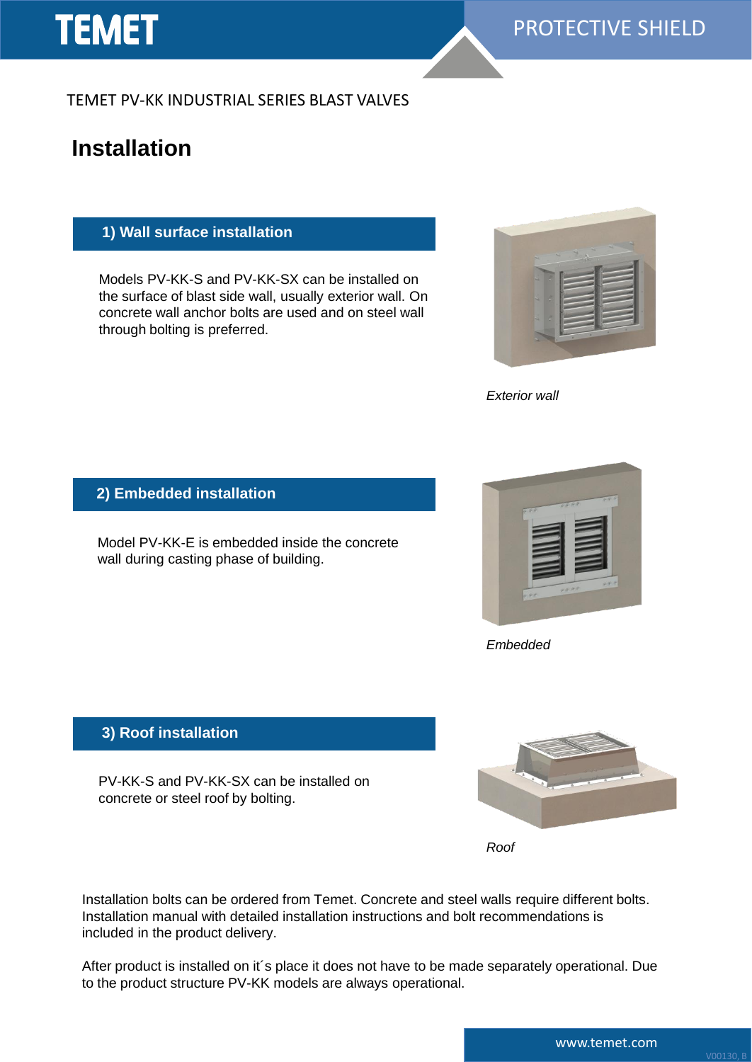TEMET PV-KK INDUSTRIAL SERIES BLAST VALVES

# Installation

## 1) Wall surface installation

Models PV-KK-S and PV-KK-SX can be installed on the surface of blast side wall, usually exterior wall. On concrete wall anchor bolts are used and on steel wall through bolting is preferred.

*Exterior wall*

## 2) Embedded installation

Model PV-KK-E is embedded inside the concrete wall during casting phase of building.

*Embedded*

## 3) Roof installation

PV-KK-S and PV-KK-SX can be installed on concrete or steel roof by bolting.

*Roof*

Installation bolts can be ordered from Temet. Concrete and steel walls require different bolts. Installation manual with detailed installation instructions and bolt recommendations is included in the product delivery.

After product is installed on it´s place it does not have to be made separately operational. Due to the product structure PV-KK models are always operational.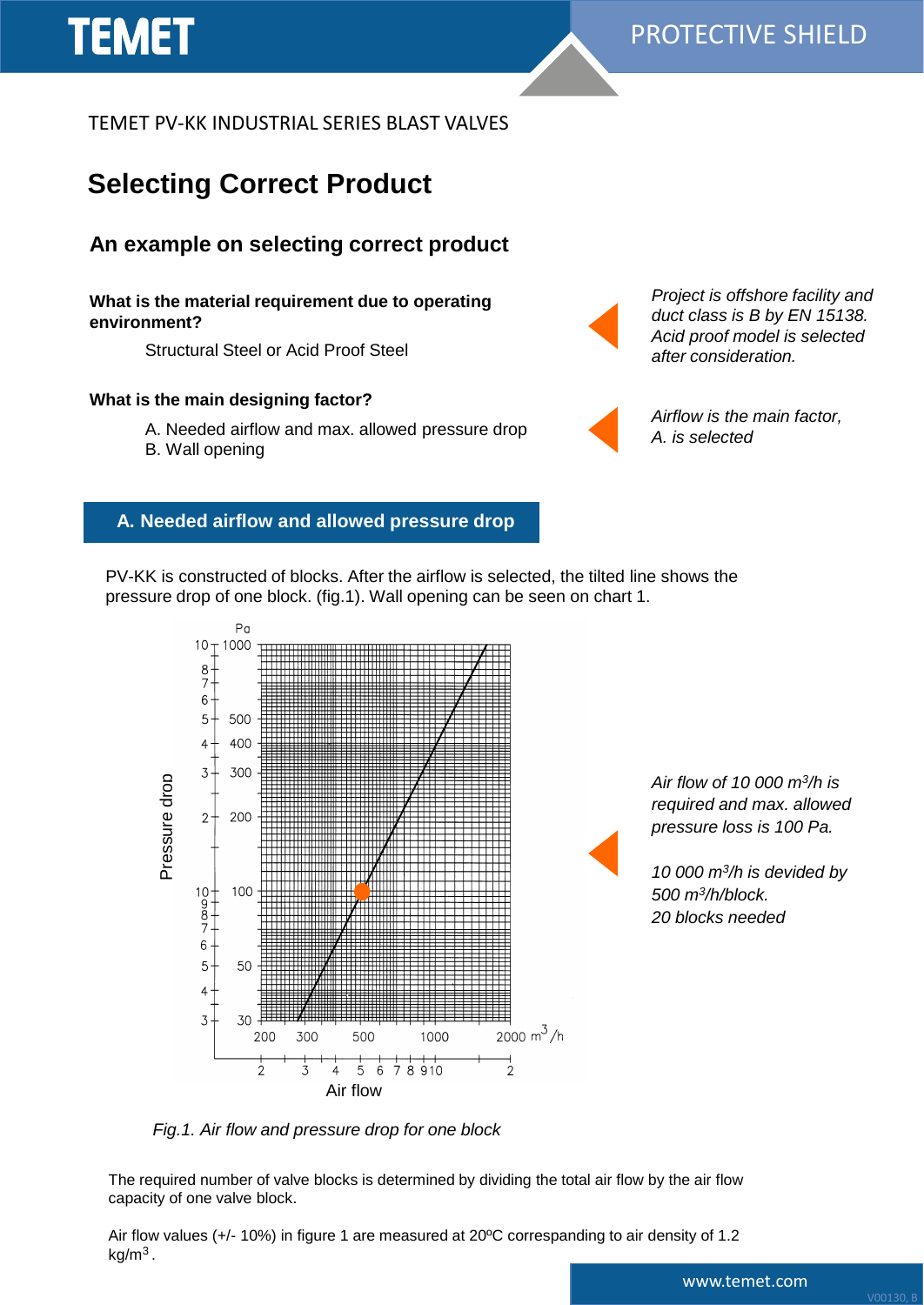TEMET PV-KK INDUSTRIAL SERIES BLAST VALVES

# Selecting Correct Product

## An example on selecting correct product

**What is the material requirement due to operating environment?**

Structural Steel or Acid Proof Steel

*Project is offshore facility and duct class is B by EN 15138. Acid proof model is selected after consideration.*

**What is the main designing factor?**

A. Needed airflow and max. allowed pressure drop
B. Wall opening

*Airflow is the main factor, A. is selected*

### A. Needed airflow and allowed pressure drop

PV-KK is constructed of blocks. After the airflow is selected, the tilted line shows the pressure drop of one block. (fig.1). Wall opening can be seen on chart 1.

*Fig.1. Air flow and pressure drop for one block*

*Air flow of 10 000 $m^3/h$ is required and max. allowed pressure loss is 100 Pa.*

*10 000 $m^3/h$ is devided by 500 $m^3/h$/block.*
*20 blocks needed*

The required number of valve blocks is determined by dividing the total air flow by the air flow capacity of one valve block.

Air flow values (+/- 10%) in figure 1 are measured at 20ºC correspanding to air density of 1.2 $kg/m^3$.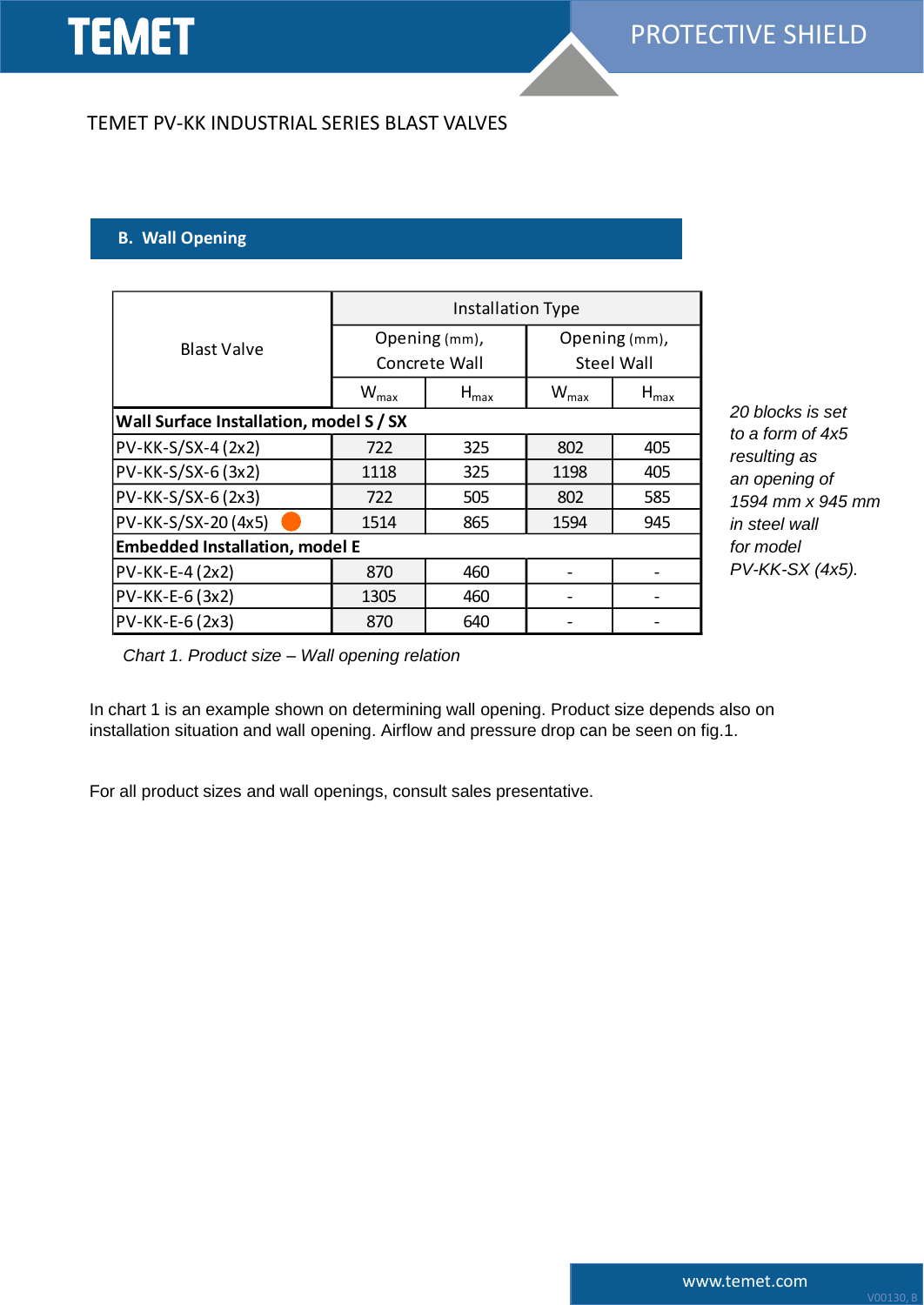## B. Wall Opening

| Blast Valve | Installation Type | | | |
|---|---|---|---|---|
| | Opening (mm), Concrete Wall | | Opening (mm), Steel Wall | |
| | $W_{max}$ | $H_{max}$ | $W_{max}$ | $H_{max}$ |
| **Wall Surface Installation, model S / SX** | | | | |
| PV-KK-S/SX-4 (2x2) | 722 | 325 | 802 | 405 |
| PV-KK-S/SX-6 (3x2) | 1118 | 325 | 1198 | 405 |
| PV-KK-S/SX-6 (2x3) | 722 | 505 | 802 | 585 |
| PV-KK-S/SX-20 (4x5) | 1514 | 865 | 1594 | 945 |
| **Embedded Installation, model E** | | | | |
| PV-KK-E-4 (2x2) | 870 | 460 | - | - |
| PV-KK-E-6 (3x2) | 1305 | 460 | - | - |
| PV-KK-E-6 (2x3) | 870 | 640 | - | - |

*20 blocks is set to a form of 4x5 resulting as an opening of 1594 mm x 945 mm in steel wall for model PV-KK-SX (4x5).*

*Chart 1. Product size – Wall opening relation*

In chart 1 is an example shown on determining wall opening. Product size depends also on installation situation and wall opening. Airflow and pressure drop can be seen on fig.1.

For all product sizes and wall openings, consult sales presentative.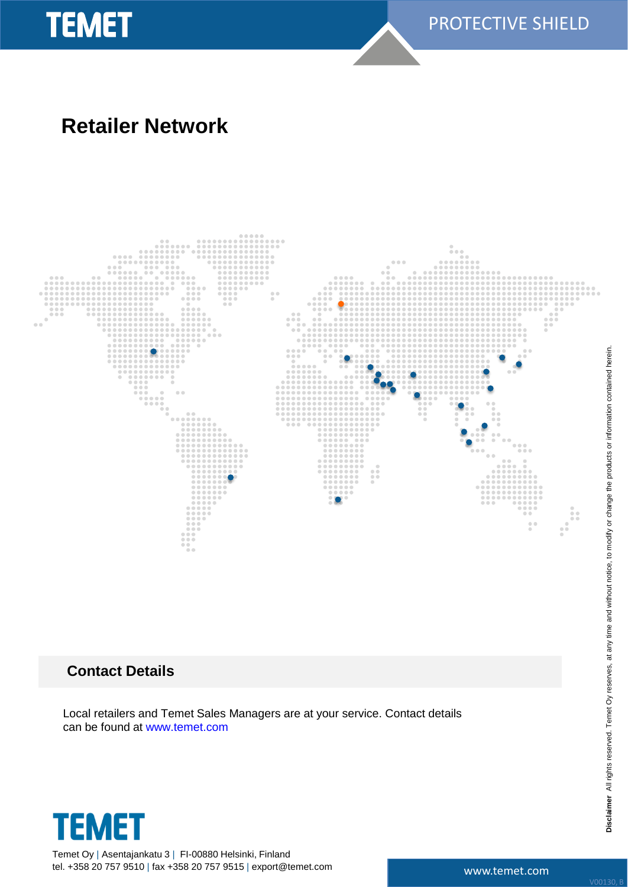## Retailer Network

## Contact Details

Local retailers and Temet Sales Managers are at your service. Contact details can be found at www.temet.com

TEMET

Temet Oy | Asentajankatu 3 | FI-00880 Helsinki, Finland
tel. +358 20 757 9510 | fax +358 20 757 9515 | export@temet.com

**Disclaimer** All rights reserved. Temet Oy reserves, at any time and without notice, to modify or change the products or information contained herein.